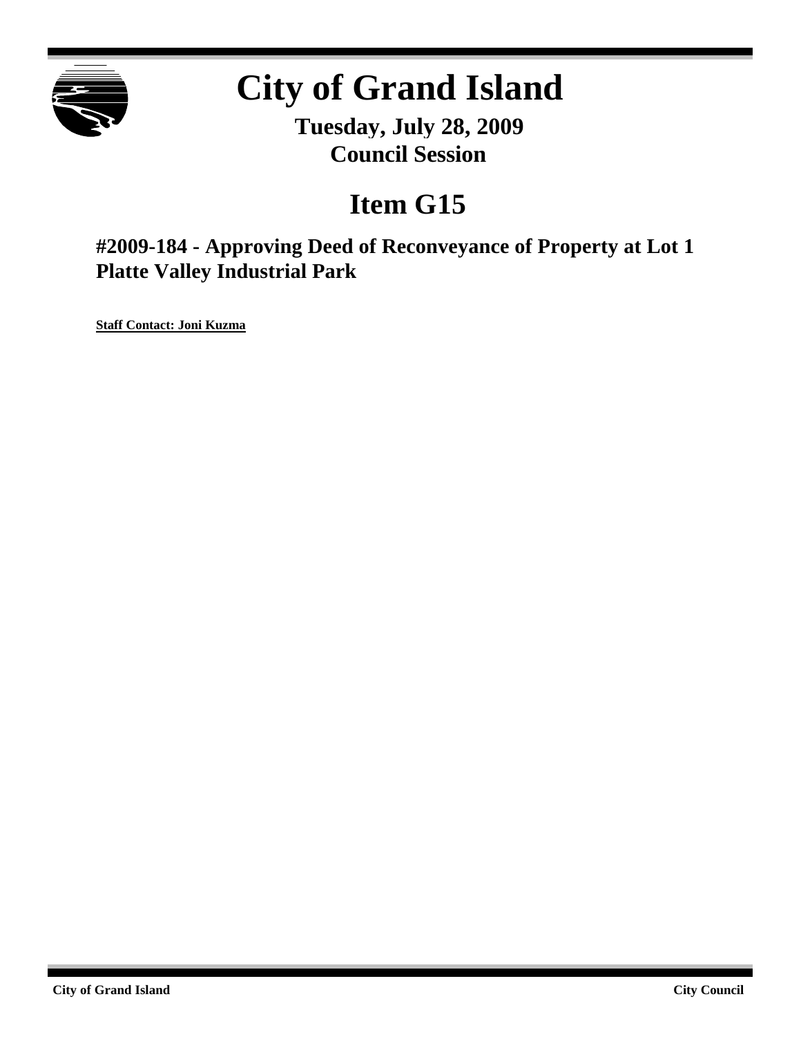# City of Grand Island

**Tuesday, July 28, 2009**
**Council Session**

## Item G15

### #2009-184 - Approving Deed of Reconveyance of Property at Lot 1 Platte Valley Industrial Park

**Staff Contact: Joni Kuzma**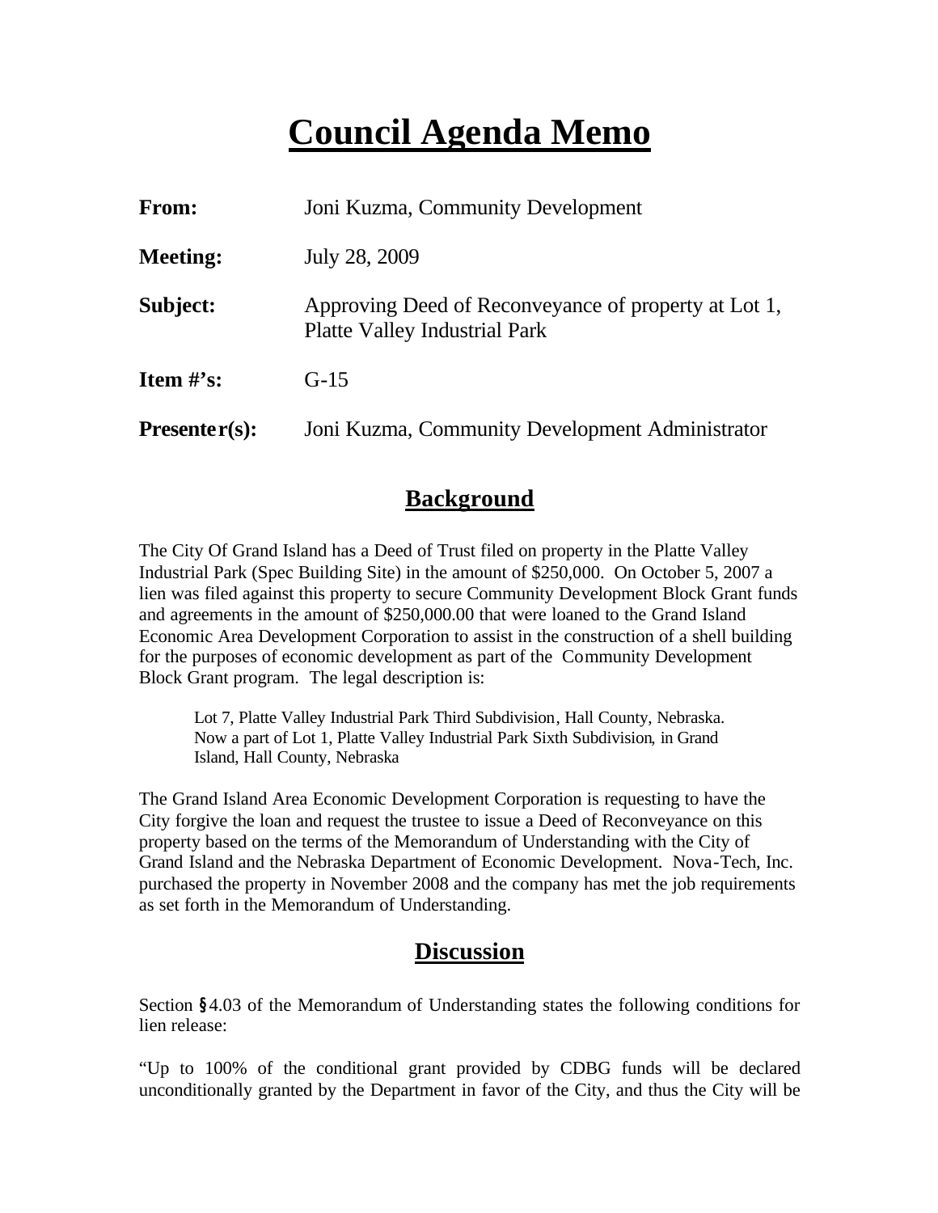# Council Agenda Memo

**From:** Joni Kuzma, Community Development

**Meeting:** July 28, 2009

**Subject:** Approving Deed of Reconveyance of property at Lot 1, Platte Valley Industrial Park

**Item #'s:** G-15

**Presenter(s):** Joni Kuzma, Community Development Administrator

## Background

The City Of Grand Island has a Deed of Trust filed on property in the Platte Valley Industrial Park (Spec Building Site) in the amount of $250,000. On October 5, 2007 a lien was filed against this property to secure Community Development Block Grant funds and agreements in the amount of $250,000.00 that were loaned to the Grand Island Economic Area Development Corporation to assist in the construction of a shell building for the purposes of economic development as part of the Community Development Block Grant program. The legal description is:

> Lot 7, Platte Valley Industrial Park Third Subdivision, Hall County, Nebraska. Now a part of Lot 1, Platte Valley Industrial Park Sixth Subdivision, in Grand Island, Hall County, Nebraska

The Grand Island Area Economic Development Corporation is requesting to have the City forgive the loan and request the trustee to issue a Deed of Reconveyance on this property based on the terms of the Memorandum of Understanding with the City of Grand Island and the Nebraska Department of Economic Development. Nova-Tech, Inc. purchased the property in November 2008 and the company has met the job requirements as set forth in the Memorandum of Understanding.

## Discussion

Section §4.03 of the Memorandum of Understanding states the following conditions for lien release:

"Up to 100% of the conditional grant provided by CDBG funds will be declared unconditionally granted by the Department in favor of the City, and thus the City will be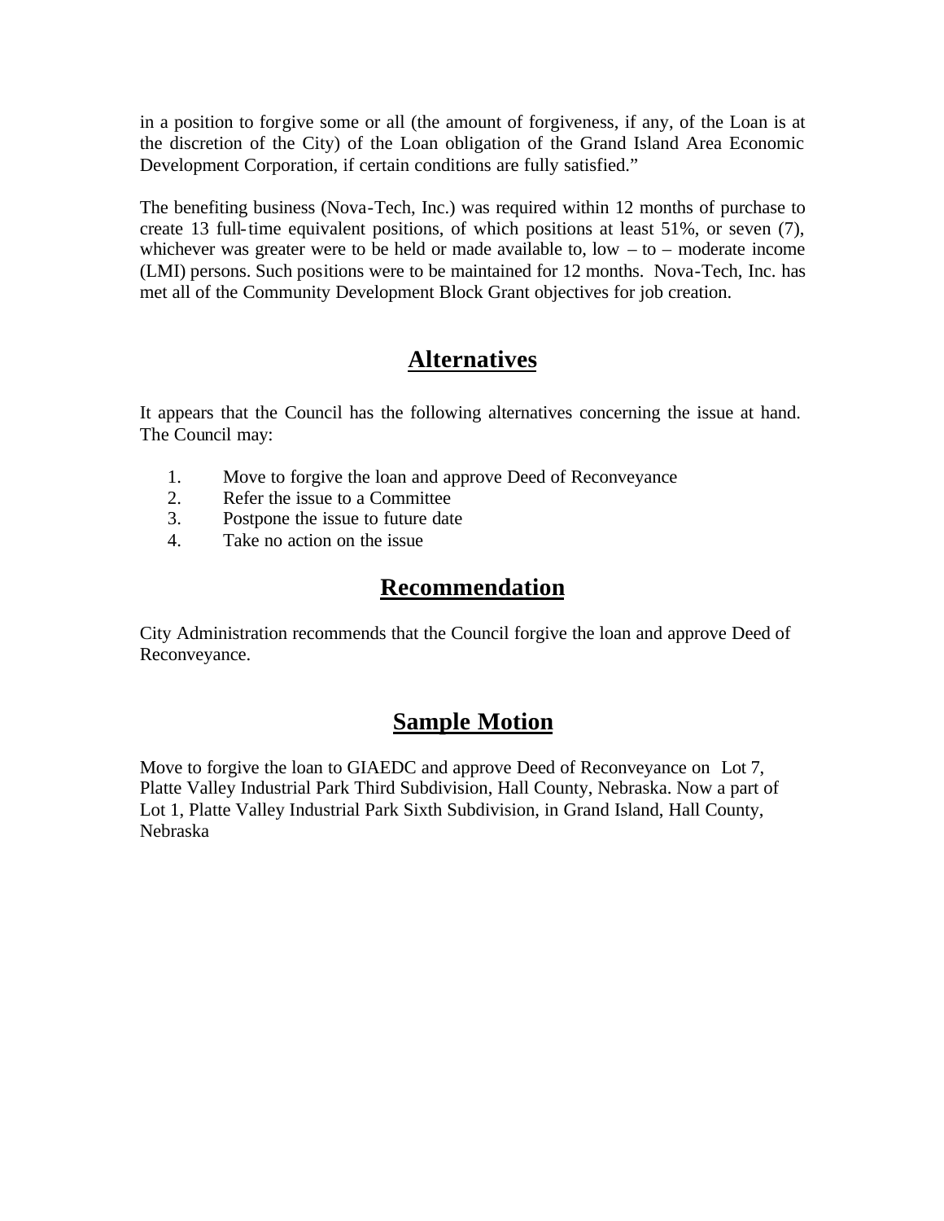in a position to forgive some or all (the amount of forgiveness, if any, of the Loan is at the discretion of the City) of the Loan obligation of the Grand Island Area Economic Development Corporation, if certain conditions are fully satisfied."

The benefiting business (Nova-Tech, Inc.) was required within 12 months of purchase to create 13 full-time equivalent positions, of which positions at least 51%, or seven (7), whichever was greater were to be held or made available to, low – to – moderate income (LMI) persons. Such positions were to be maintained for 12 months. Nova-Tech, Inc. has met all of the Community Development Block Grant objectives for job creation.

## Alternatives

It appears that the Council has the following alternatives concerning the issue at hand. The Council may:

1. Move to forgive the loan and approve Deed of Reconveyance
2. Refer the issue to a Committee
3. Postpone the issue to future date
4. Take no action on the issue

## Recommendation

City Administration recommends that the Council forgive the loan and approve Deed of Reconveyance.

## Sample Motion

Move to forgive the loan to GIAEDC and approve Deed of Reconveyance on Lot 7, Platte Valley Industrial Park Third Subdivision, Hall County, Nebraska. Now a part of Lot 1, Platte Valley Industrial Park Sixth Subdivision, in Grand Island, Hall County, Nebraska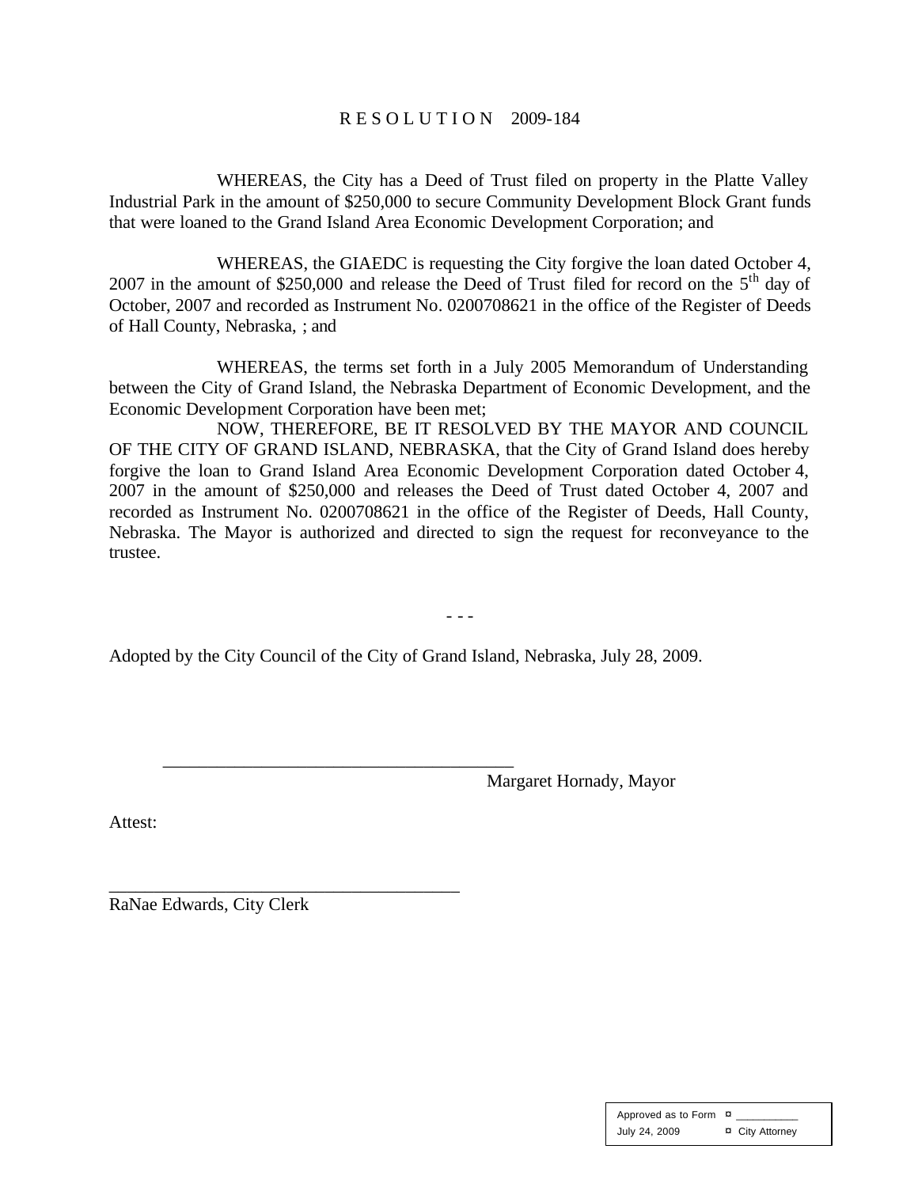# R E S O L U T I O N 2009-184

WHEREAS, the City has a Deed of Trust filed on property in the Platte Valley Industrial Park in the amount of $250,000 to secure Community Development Block Grant funds that were loaned to the Grand Island Area Economic Development Corporation; and

WHEREAS, the GIAEDC is requesting the City forgive the loan dated October 4, 2007 in the amount of $250,000 and release the Deed of Trust filed for record on the 5th day of October, 2007 and recorded as Instrument No. 0200708621 in the office of the Register of Deeds of Hall County, Nebraska, ; and

WHEREAS, the terms set forth in a July 2005 Memorandum of Understanding between the City of Grand Island, the Nebraska Department of Economic Development, and the Economic Development Corporation have been met;

NOW, THEREFORE, BE IT RESOLVED BY THE MAYOR AND COUNCIL OF THE CITY OF GRAND ISLAND, NEBRASKA, that the City of Grand Island does hereby forgive the loan to Grand Island Area Economic Development Corporation dated October 4, 2007 in the amount of $250,000 and releases the Deed of Trust dated October 4, 2007 and recorded as Instrument No. 0200708621 in the office of the Register of Deeds, Hall County, Nebraska. The Mayor is authorized and directed to sign the request for reconveyance to the trustee.

- - -

Adopted by the City Council of the City of Grand Island, Nebraska, July 28, 2009.

_______________________________________

Margaret Hornady, Mayor

Attest:

_______________________________________

RaNae Edwards, City Clerk

Approved as to Form ¤ ___________

July 24, 2009 ¤ City Attorney